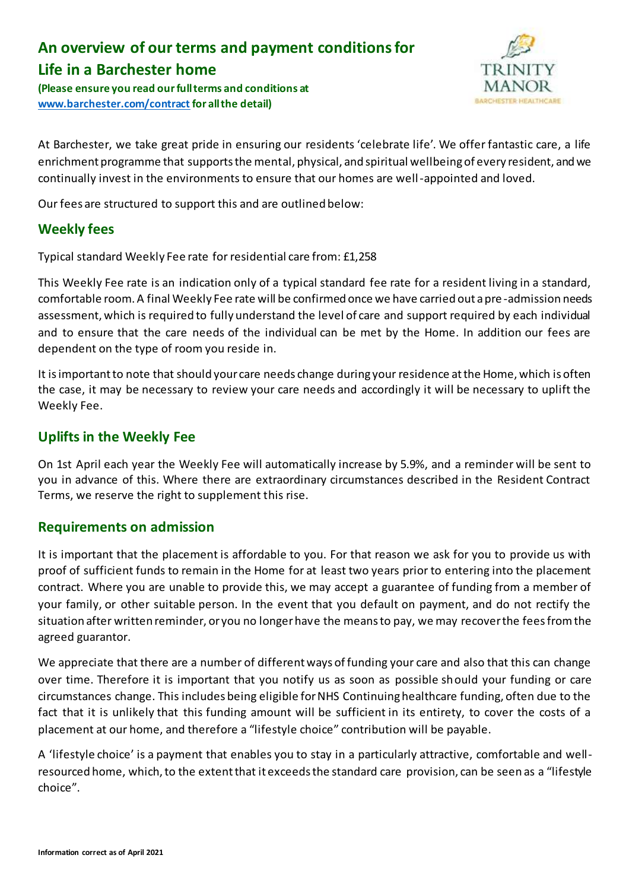# An overview of our terms and payment conditions for Life in a Barchester home

**(Please ensure you read our full terms and conditions at [www.barchester.com/contract](www.barchester.com/contract) for all the detail)**

TRINITY MANOR
BARCHESTER HEALTHCARE

At Barchester, we take great pride in ensuring our residents 'celebrate life'. We offer fantastic care, a life enrichment programme that supports the mental, physical, and spiritual wellbeing of every resident, and we continually invest in the environments to ensure that our homes are well-appointed and loved.

Our fees are structured to support this and are outlined below:

## Weekly fees

Typical standard Weekly Fee rate for residential care from: £1,258

This Weekly Fee rate is an indication only of a typical standard fee rate for a resident living in a standard, comfortable room. A final Weekly Fee rate will be confirmed once we have carried out a pre-admission needs assessment, which is required to fully understand the level of care and support required by each individual and to ensure that the care needs of the individual can be met by the Home. In addition our fees are dependent on the type of room you reside in.

It is important to note that should your care needs change during your residence at the Home, which is often the case, it may be necessary to review your care needs and accordingly it will be necessary to uplift the Weekly Fee.

## Uplifts in the Weekly Fee

On 1st April each year the Weekly Fee will automatically increase by 5.9%, and a reminder will be sent to you in advance of this. Where there are extraordinary circumstances described in the Resident Contract Terms, we reserve the right to supplement this rise.

## Requirements on admission

It is important that the placement is affordable to you. For that reason we ask for you to provide us with proof of sufficient funds to remain in the Home for at least two years prior to entering into the placement contract. Where you are unable to provide this, we may accept a guarantee of funding from a member of your family, or other suitable person. In the event that you default on payment, and do not rectify the situation after written reminder, or you no longer have the means to pay, we may recover the fees from the agreed guarantor.

We appreciate that there are a number of different ways of funding your care and also that this can change over time. Therefore it is important that you notify us as soon as possible should your funding or care circumstances change. This includes being eligible for NHS Continuing healthcare funding, often due to the fact that it is unlikely that this funding amount will be sufficient in its entirety, to cover the costs of a placement at our home, and therefore a "lifestyle choice" contribution will be payable.

A 'lifestyle choice' is a payment that enables you to stay in a particularly attractive, comfortable and well-resourced home, which, to the extent that it exceeds the standard care provision, can be seen as a "lifestyle choice".

**Information correct as of April 2021**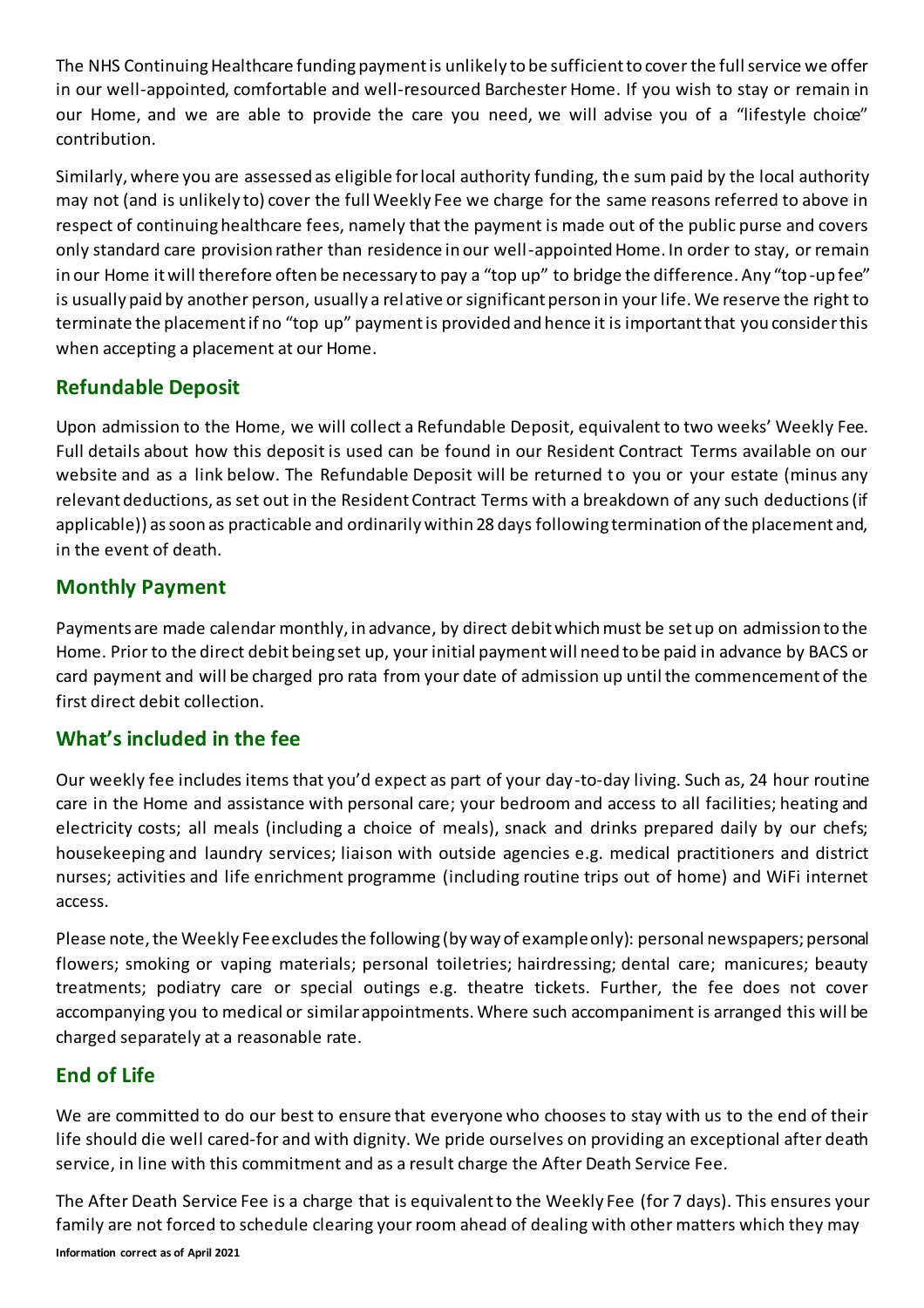The NHS Continuing Healthcare funding payment is unlikely to be sufficient to cover the full service we offer in our well-appointed, comfortable and well-resourced Barchester Home. If you wish to stay or remain in our Home, and we are able to provide the care you need, we will advise you of a "lifestyle choice" contribution.

Similarly, where you are assessed as eligible for local authority funding, the sum paid by the local authority may not (and is unlikely to) cover the full Weekly Fee we charge for the same reasons referred to above in respect of continuing healthcare fees, namely that the payment is made out of the public purse and covers only standard care provision rather than residence in our well-appointed Home. In order to stay, or remain in our Home it will therefore often be necessary to pay a "top up" to bridge the difference. Any "top-up fee" is usually paid by another person, usually a relative or significant person in your life. We reserve the right to terminate the placement if no "top up" payment is provided and hence it is important that you consider this when accepting a placement at our Home.

## Refundable Deposit

Upon admission to the Home, we will collect a Refundable Deposit, equivalent to two weeks' Weekly Fee. Full details about how this deposit is used can be found in our Resident Contract Terms available on our website and as a link below. The Refundable Deposit will be returned to you or your estate (minus any relevant deductions, as set out in the Resident Contract Terms with a breakdown of any such deductions (if applicable)) as soon as practicable and ordinarily within 28 days following termination of the placement and, in the event of death.

## Monthly Payment

Payments are made calendar monthly, in advance, by direct debit which must be set up on admission to the Home. Prior to the direct debit being set up, your initial payment will need to be paid in advance by BACS or card payment and will be charged pro rata from your date of admission up until the commencement of the first direct debit collection.

## What's included in the fee

Our weekly fee includes items that you'd expect as part of your day-to-day living. Such as, 24 hour routine care in the Home and assistance with personal care; your bedroom and access to all facilities; heating and electricity costs; all meals (including a choice of meals), snack and drinks prepared daily by our chefs; housekeeping and laundry services; liaison with outside agencies e.g. medical practitioners and district nurses; activities and life enrichment programme (including routine trips out of home) and WiFi internet access.

Please note, the Weekly Fee excludes the following (by way of example only): personal newspapers; personal flowers; smoking or vaping materials; personal toiletries; hairdressing; dental care; manicures; beauty treatments; podiatry care or special outings e.g. theatre tickets. Further, the fee does not cover accompanying you to medical or similar appointments. Where such accompaniment is arranged this will be charged separately at a reasonable rate.

## End of Life

We are committed to do our best to ensure that everyone who chooses to stay with us to the end of their life should die well cared-for and with dignity. We pride ourselves on providing an exceptional after death service, in line with this commitment and as a result charge the After Death Service Fee.

The After Death Service Fee is a charge that is equivalent to the Weekly Fee (for 7 days). This ensures your family are not forced to schedule clearing your room ahead of dealing with other matters which they may

**Information correct as of April 2021**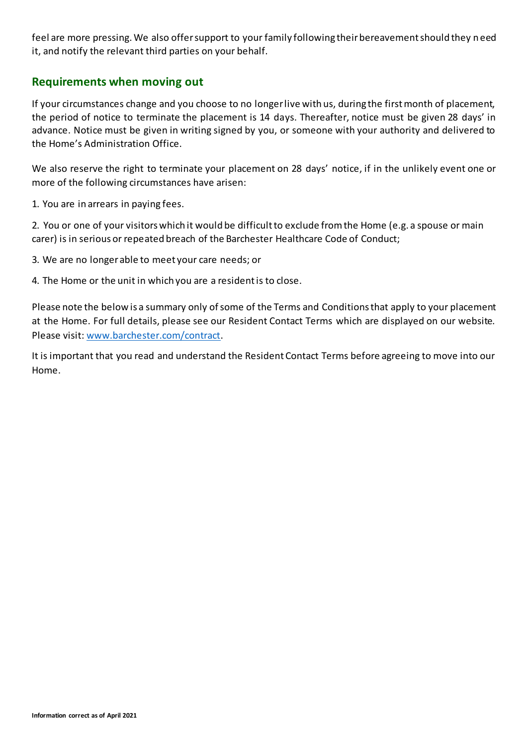feel are more pressing. We also offer support to your family following their bereavement should they n eed it, and notify the relevant third parties on your behalf.

## Requirements when moving out

If your circumstances change and you choose to no longer live with us, during the first month of placement, the period of notice to terminate the placement is 14 days. Thereafter, notice must be given 28 days' in advance. Notice must be given in writing signed by you, or someone with your authority and delivered to the Home's Administration Office.

We also reserve the right to terminate your placement on 28 days' notice, if in the unlikely event one or more of the following circumstances have arisen:

1. You are in arrears in paying fees.

2. You or one of your visitors which it would be difficult to exclude from the Home (e.g. a spouse or main carer) is in serious or repeated breach of the Barchester Healthcare Code of Conduct;

3. We are no longer able to meet your care needs; or

4. The Home or the unit in which you are a resident is to close.

Please note the below is a summary only of some of the Terms and Conditions that apply to your placement at the Home. For full details, please see our Resident Contact Terms which are displayed on our website. Please visit: www.barchester.com/contract.

It is important that you read and understand the Resident Contact Terms before agreeing to move into our Home.

**Information correct as of April 2021**